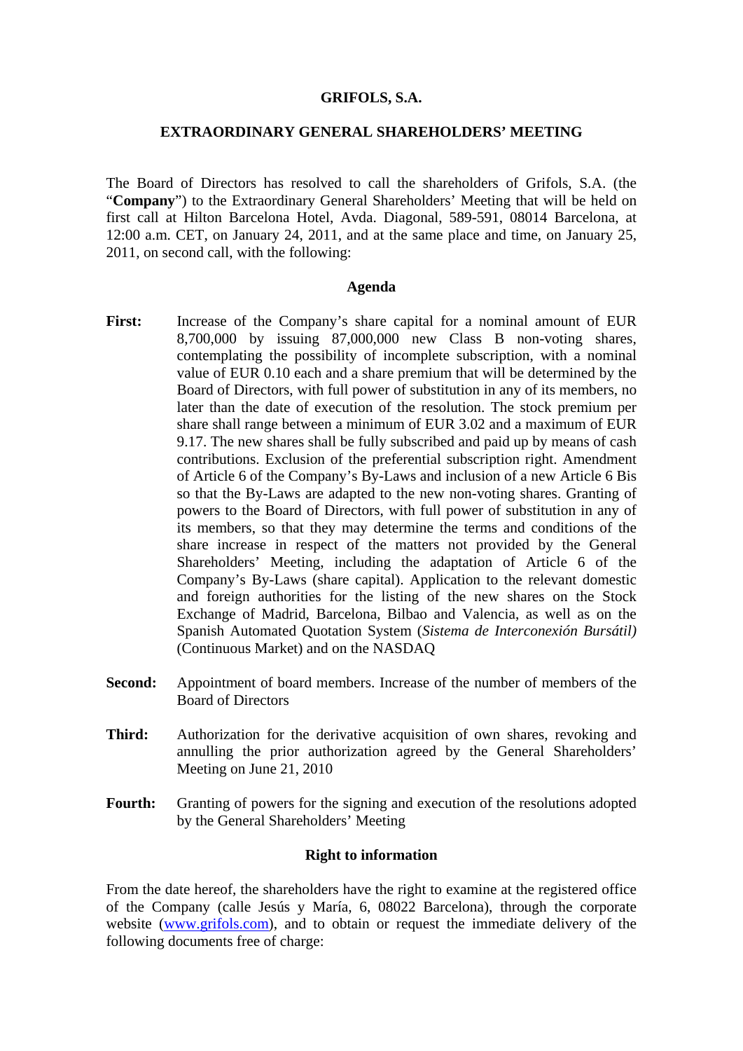**GRIFOLS, S.A.**

**EXTRAORDINARY GENERAL SHAREHOLDERS' MEETING**

The Board of Directors has resolved to call the shareholders of Grifols, S.A. (the "**Company**") to the Extraordinary General Shareholders' Meeting that will be held on first call at Hilton Barcelona Hotel, Avda. Diagonal, 589-591, 08014 Barcelona, at 12:00 a.m. CET, on January 24, 2011, and at the same place and time, on January 25, 2011, on second call, with the following:

**Agenda**

**First:** Increase of the Company's share capital for a nominal amount of EUR 8,700,000 by issuing 87,000,000 new Class B non-voting shares, contemplating the possibility of incomplete subscription, with a nominal value of EUR 0.10 each and a share premium that will be determined by the Board of Directors, with full power of substitution in any of its members, no later than the date of execution of the resolution. The stock premium per share shall range between a minimum of EUR 3.02 and a maximum of EUR 9.17. The new shares shall be fully subscribed and paid up by means of cash contributions. Exclusion of the preferential subscription right. Amendment of Article 6 of the Company's By-Laws and inclusion of a new Article 6 Bis so that the By-Laws are adapted to the new non-voting shares. Granting of powers to the Board of Directors, with full power of substitution in any of its members, so that they may determine the terms and conditions of the share increase in respect of the matters not provided by the General Shareholders' Meeting, including the adaptation of Article 6 of the Company's By-Laws (share capital). Application to the relevant domestic and foreign authorities for the listing of the new shares on the Stock Exchange of Madrid, Barcelona, Bilbao and Valencia, as well as on the Spanish Automated Quotation System (*Sistema de Interconexión Bursátil)* (Continuous Market) and on the NASDAQ

**Second:** Appointment of board members. Increase of the number of members of the Board of Directors

**Third:** Authorization for the derivative acquisition of own shares, revoking and annulling the prior authorization agreed by the General Shareholders' Meeting on June 21, 2010

**Fourth:** Granting of powers for the signing and execution of the resolutions adopted by the General Shareholders' Meeting

**Right to information**

From the date hereof, the shareholders have the right to examine at the registered office of the Company (calle Jesús y María, 6, 08022 Barcelona), through the corporate website (www.grifols.com), and to obtain or request the immediate delivery of the following documents free of charge: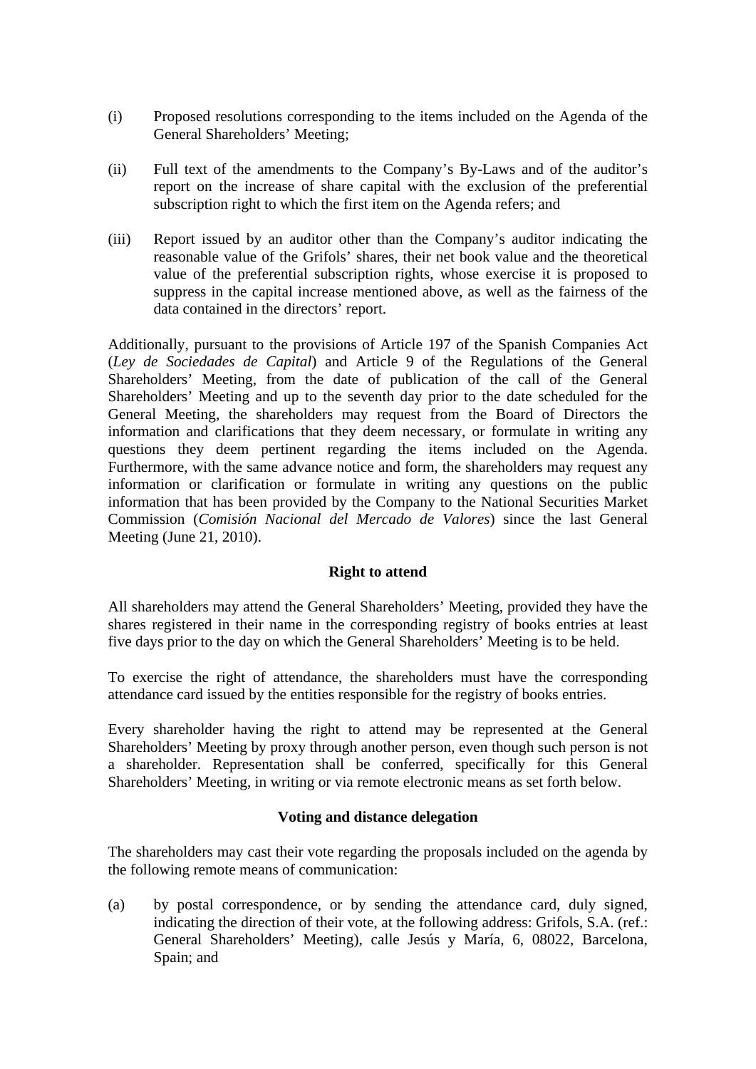(i) Proposed resolutions corresponding to the items included on the Agenda of the General Shareholders' Meeting;

(ii) Full text of the amendments to the Company's By-Laws and of the auditor's report on the increase of share capital with the exclusion of the preferential subscription right to which the first item on the Agenda refers; and

(iii) Report issued by an auditor other than the Company's auditor indicating the reasonable value of the Grifols' shares, their net book value and the theoretical value of the preferential subscription rights, whose exercise it is proposed to suppress in the capital increase mentioned above, as well as the fairness of the data contained in the directors' report.

Additionally, pursuant to the provisions of Article 197 of the Spanish Companies Act (*Ley de Sociedades de Capital*) and Article 9 of the Regulations of the General Shareholders' Meeting, from the date of publication of the call of the General Shareholders' Meeting and up to the seventh day prior to the date scheduled for the General Meeting, the shareholders may request from the Board of Directors the information and clarifications that they deem necessary, or formulate in writing any questions they deem pertinent regarding the items included on the Agenda. Furthermore, with the same advance notice and form, the shareholders may request any information or clarification or formulate in writing any questions on the public information that has been provided by the Company to the National Securities Market Commission (*Comisión Nacional del Mercado de Valores*) since the last General Meeting (June 21, 2010).

**Right to attend**

All shareholders may attend the General Shareholders' Meeting, provided they have the shares registered in their name in the corresponding registry of books entries at least five days prior to the day on which the General Shareholders' Meeting is to be held.

To exercise the right of attendance, the shareholders must have the corresponding attendance card issued by the entities responsible for the registry of books entries.

Every shareholder having the right to attend may be represented at the General Shareholders' Meeting by proxy through another person, even though such person is not a shareholder. Representation shall be conferred, specifically for this General Shareholders' Meeting, in writing or via remote electronic means as set forth below.

**Voting and distance delegation**

The shareholders may cast their vote regarding the proposals included on the agenda by the following remote means of communication:

(a) by postal correspondence, or by sending the attendance card, duly signed, indicating the direction of their vote, at the following address: Grifols, S.A. (ref.: General Shareholders' Meeting), calle Jesús y María, 6, 08022, Barcelona, Spain; and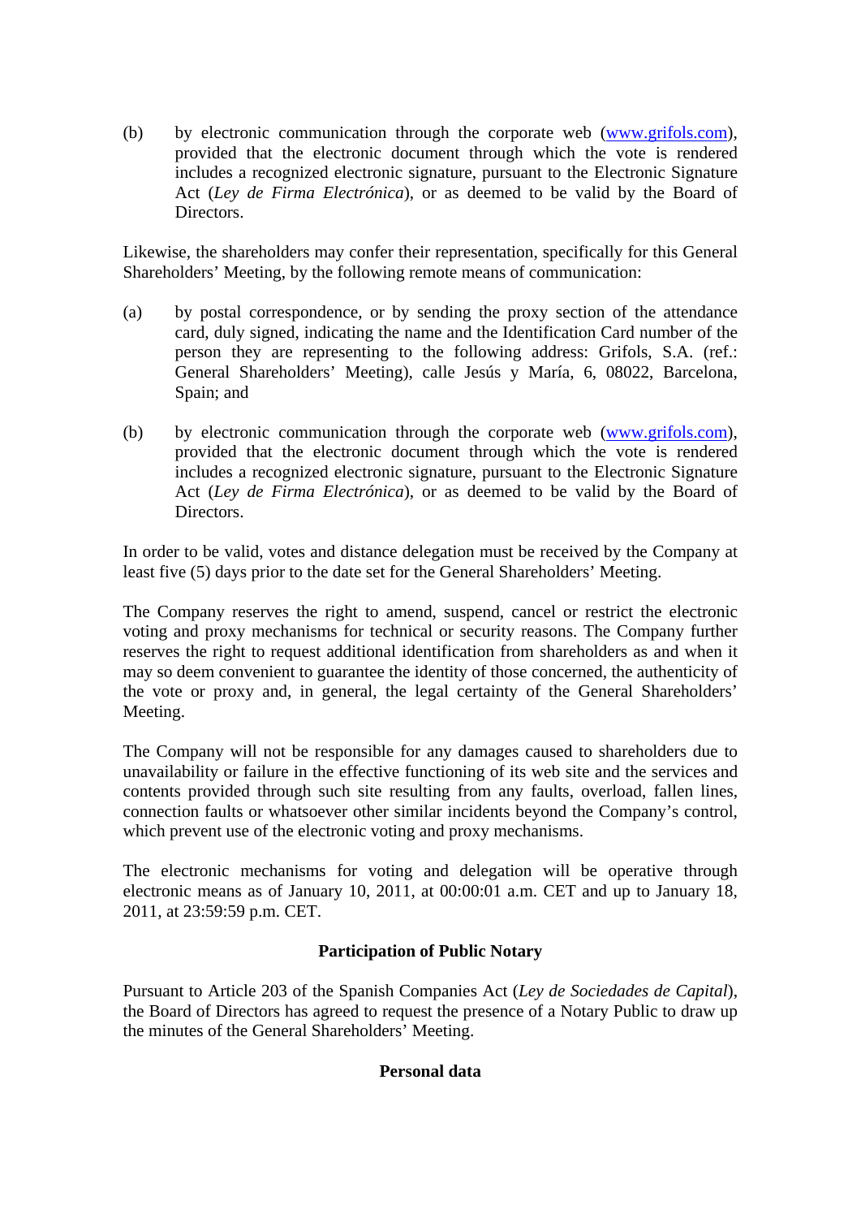(b) by electronic communication through the corporate web (www.grifols.com), provided that the electronic document through which the vote is rendered includes a recognized electronic signature, pursuant to the Electronic Signature Act (*Ley de Firma Electrónica*), or as deemed to be valid by the Board of Directors.

Likewise, the shareholders may confer their representation, specifically for this General Shareholders' Meeting, by the following remote means of communication:

(a) by postal correspondence, or by sending the proxy section of the attendance card, duly signed, indicating the name and the Identification Card number of the person they are representing to the following address: Grifols, S.A. (ref.: General Shareholders' Meeting), calle Jesús y María, 6, 08022, Barcelona, Spain; and

(b) by electronic communication through the corporate web (www.grifols.com), provided that the electronic document through which the vote is rendered includes a recognized electronic signature, pursuant to the Electronic Signature Act (*Ley de Firma Electrónica*), or as deemed to be valid by the Board of Directors.

In order to be valid, votes and distance delegation must be received by the Company at least five (5) days prior to the date set for the General Shareholders' Meeting.

The Company reserves the right to amend, suspend, cancel or restrict the electronic voting and proxy mechanisms for technical or security reasons. The Company further reserves the right to request additional identification from shareholders as and when it may so deem convenient to guarantee the identity of those concerned, the authenticity of the vote or proxy and, in general, the legal certainty of the General Shareholders' Meeting.

The Company will not be responsible for any damages caused to shareholders due to unavailability or failure in the effective functioning of its web site and the services and contents provided through such site resulting from any faults, overload, fallen lines, connection faults or whatsoever other similar incidents beyond the Company's control, which prevent use of the electronic voting and proxy mechanisms.

The electronic mechanisms for voting and delegation will be operative through electronic means as of January 10, 2011, at 00:00:01 a.m. CET and up to January 18, 2011, at 23:59:59 p.m. CET.

**Participation of Public Notary**

Pursuant to Article 203 of the Spanish Companies Act (*Ley de Sociedades de Capital*), the Board of Directors has agreed to request the presence of a Notary Public to draw up the minutes of the General Shareholders' Meeting.

**Personal data**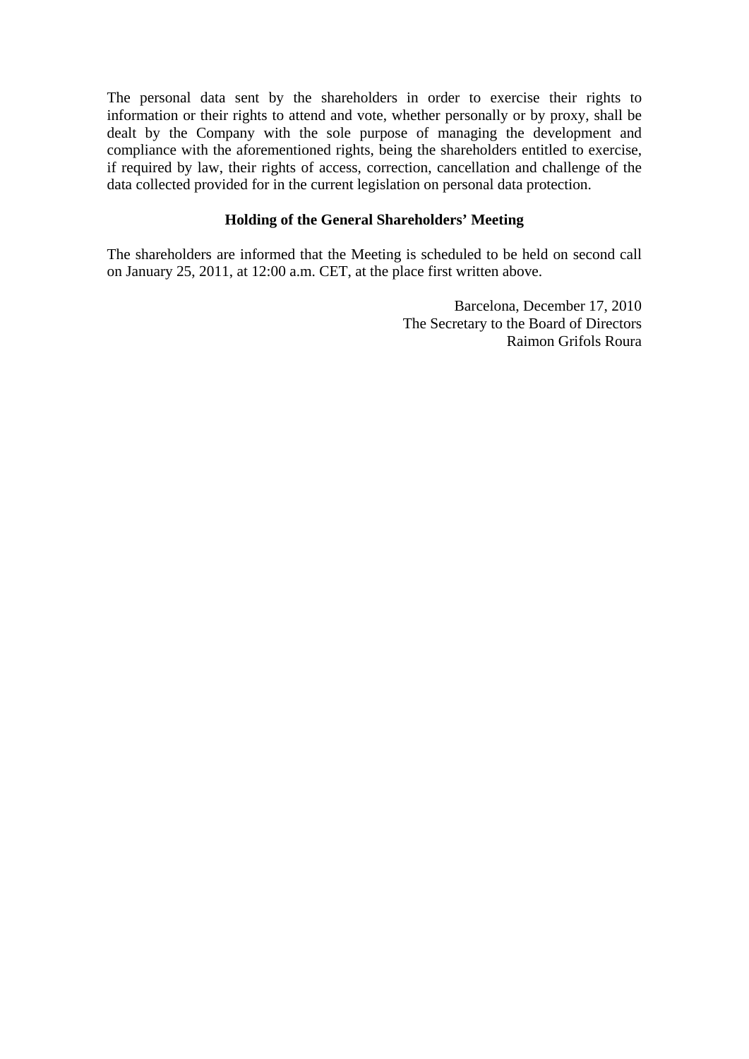The personal data sent by the shareholders in order to exercise their rights to information or their rights to attend and vote, whether personally or by proxy, shall be dealt by the Company with the sole purpose of managing the development and compliance with the aforementioned rights, being the shareholders entitled to exercise, if required by law, their rights of access, correction, cancellation and challenge of the data collected provided for in the current legislation on personal data protection.

**Holding of the General Shareholders' Meeting**

The shareholders are informed that the Meeting is scheduled to be held on second call on January 25, 2011, at 12:00 a.m. CET, at the place first written above.

Barcelona, December 17, 2010
The Secretary to the Board of Directors
Raimon Grifols Roura